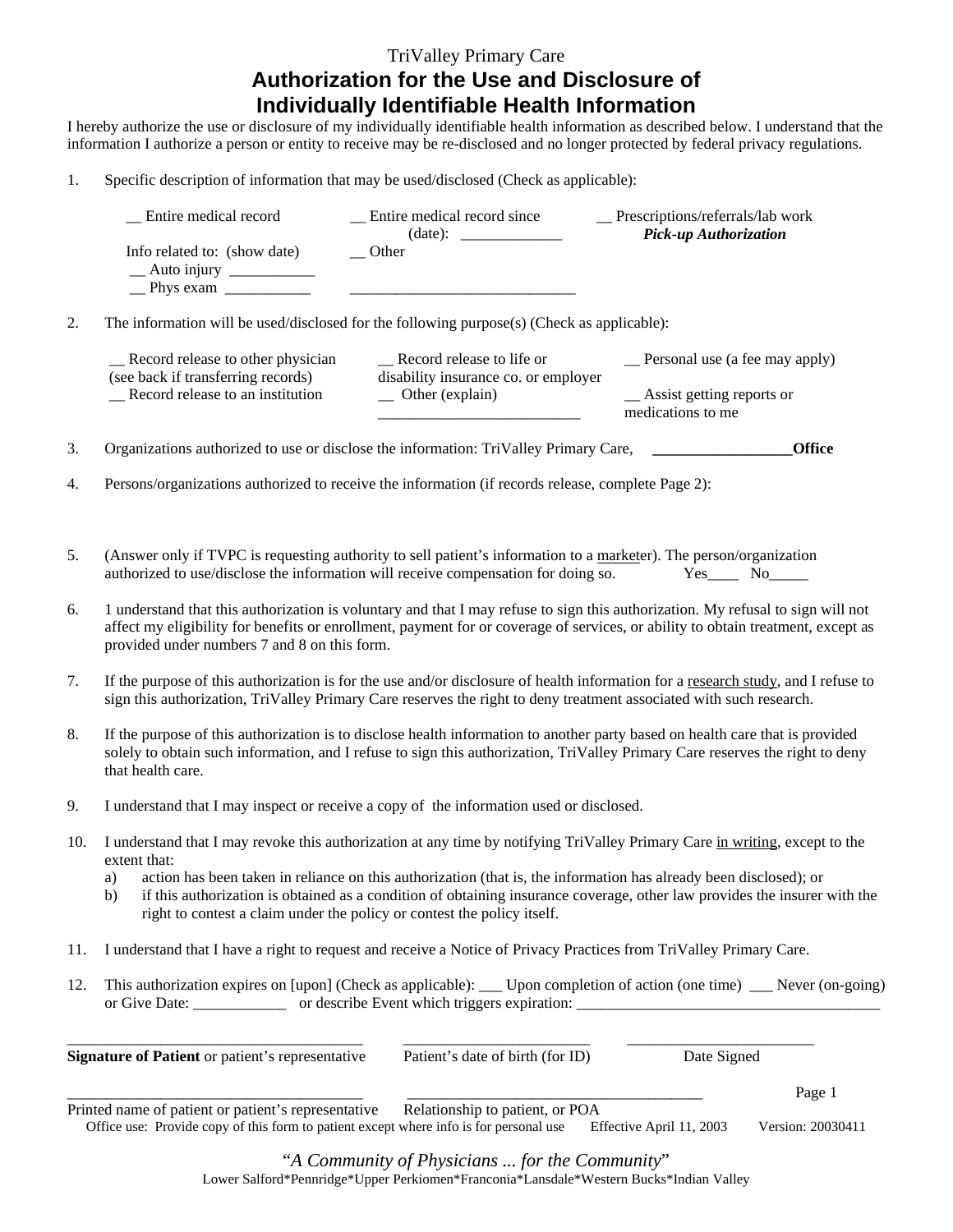TriValley Primary Care

# Authorization for the Use and Disclosure of Individually Identifiable Health Information

I hereby authorize the use or disclosure of my individually identifiable health information as described below. I understand that the information I authorize a person or entity to receive may be re-disclosed and no longer protected by federal privacy regulations.

1. Specific description of information that may be used/disclosed (Check as applicable):

   __ Entire medical record
   __ Entire medical record since (date): _____________
   __ Prescriptions/referrals/lab work ***Pick-up Authorization***

   Info related to: (show date)
   __ Auto injury ___________
   __ Phys exam ___________
   __ Other _____________________________

2. The information will be used/disclosed for the following purpose(s) (Check as applicable):

   __ Record release to other physician (see back if transferring records)
   __ Record release to an institution
   __ Record release to life or disability insurance co. or employer
   __ Other (explain) __________________________
   __ Personal use (a fee may apply)
   __ Assist getting reports or medications to me

3. Organizations authorized to use or disclose the information: TriValley Primary Care, __________________**Office**

4. Persons/organizations authorized to receive the information (if records release, complete Page 2):

5. (Answer only if TVPC is requesting authority to sell patient's information to a marketer). The person/organization authorized to use/disclose the information will receive compensation for doing so. Yes____ No_____

6. 1 understand that this authorization is voluntary and that I may refuse to sign this authorization. My refusal to sign will not affect my eligibility for benefits or enrollment, payment for or coverage of services, or ability to obtain treatment, except as provided under numbers 7 and 8 on this form.

7. If the purpose of this authorization is for the use and/or disclosure of health information for a research study, and I refuse to sign this authorization, TriValley Primary Care reserves the right to deny treatment associated with such research.

8. If the purpose of this authorization is to disclose health information to another party based on health care that is provided solely to obtain such information, and I refuse to sign this authorization, TriValley Primary Care reserves the right to deny that health care.

9. I understand that I may inspect or receive a copy of the information used or disclosed.

10. I understand that I may revoke this authorization at any time by notifying TriValley Primary Care in writing, except to the extent that:
    a) action has been taken in reliance on this authorization (that is, the information has already been disclosed); or
    b) if this authorization is obtained as a condition of obtaining insurance coverage, other law provides the insurer with the right to contest a claim under the policy or contest the policy itself.

11. I understand that I have a right to request and receive a Notice of Privacy Practices from TriValley Primary Care.

12. This authorization expires on [upon] (Check as applicable): ___ Upon completion of action (one time) ___ Never (on-going) or Give Date: ____________ or describe Event which triggers expiration: ________________________________________

_______________________________________ **Signature of Patient** or patient's representative

________________________ Patient's date of birth (for ID)

________________________ Date Signed

_______________________________________ Printed name of patient or patient's representative

_______________________________________ Relationship to patient, or POA

Office use: Provide copy of this form to patient except where info is for personal use Effective April 11, 2003 Version: 20030411

*"A Community of Physicians ... for the Community"*

Lower Salford*Pennridge*Upper Perkiomen*Franconia*Lansdale*Western Bucks*Indian Valley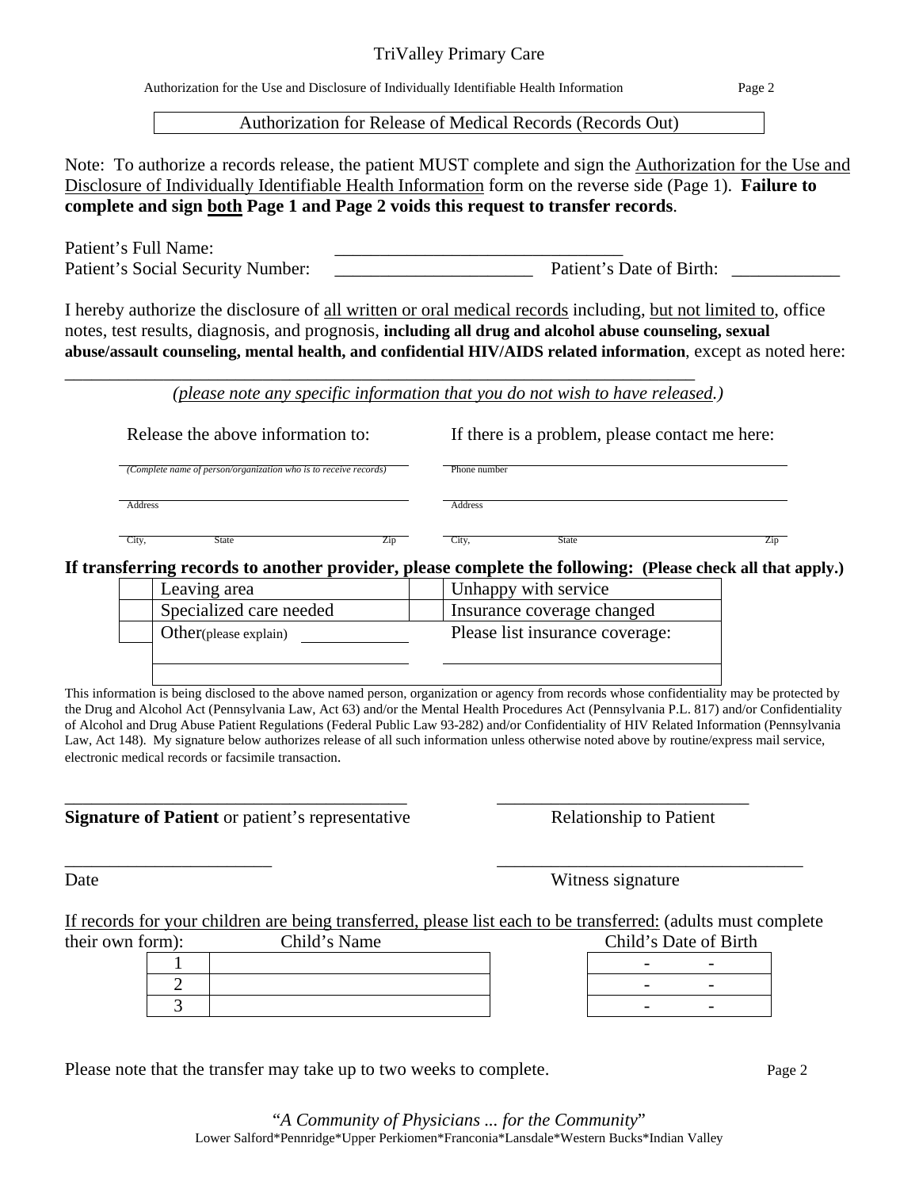TriValley Primary Care

Authorization for the Use and Disclosure of Individually Identifiable Health Information

## Authorization for Release of Medical Records (Records Out)

Note: To authorize a records release, the patient MUST complete and sign the Authorization for the Use and Disclosure of Individually Identifiable Health Information form on the reverse side (Page 1). **Failure to complete and sign both Page 1 and Page 2 voids this request to transfer records**.

Patient's Full Name: ______________________________

Patient's Social Security Number: ______________________ Patient's Date of Birth: ____________

I hereby authorize the disclosure of all written or oral medical records including, but not limited to, office notes, test results, diagnosis, and prognosis, **including all drug and alcohol abuse counseling, sexual abuse/assault counseling, mental health, and confidential HIV/AIDS related information**, except as noted here:

________________________________________________________________________

*(please note any specific information that you do not wish to have released.)*

| Release the above information to: | If there is a problem, please contact me here: |
|---|---|
| *(Complete name of person/organization who is to receive records)* | Phone number |
| Address | Address |
| City, State Zip | City, State Zip |

**If transferring records to another provider, please complete the following: (Please check all that apply.)**

| | | | |
|---|---|---|---|
| | Leaving area | | Unhappy with service |
| | Specialized care needed | | Insurance coverage changed |
| | Other(please explain) | | Please list insurance coverage: |
| | | | |

This information is being disclosed to the above named person, organization or agency from records whose confidentiality may be protected by the Drug and Alcohol Act (Pennsylvania Law, Act 63) and/or the Mental Health Procedures Act (Pennsylvania P.L. 817) and/or Confidentiality of Alcohol and Drug Abuse Patient Regulations (Federal Public Law 93-282) and/or Confidentiality of HIV Related Information (Pennsylvania Law, Act 148). My signature below authorizes release of all such information unless otherwise noted above by routine/express mail service, electronic medical records or facsimile transaction.

______________________________________ ____________________________

**Signature of Patient** or patient's representative Relationship to Patient

______________________ __________________________________

Date Witness signature

If records for your children are being transferred, please list each to be transferred: (adults must complete their own form):

| | Child's Name | Child's Date of Birth |
|---|---|---|
| 1 | | - - |
| 2 | | - - |
| 3 | | - - |

Please note that the transfer may take up to two weeks to complete.

*"A Community of Physicians ... for the Community"*

Lower Salford*Pennridge*Upper Perkiomen*Franconia*Lansdale*Western Bucks*Indian Valley